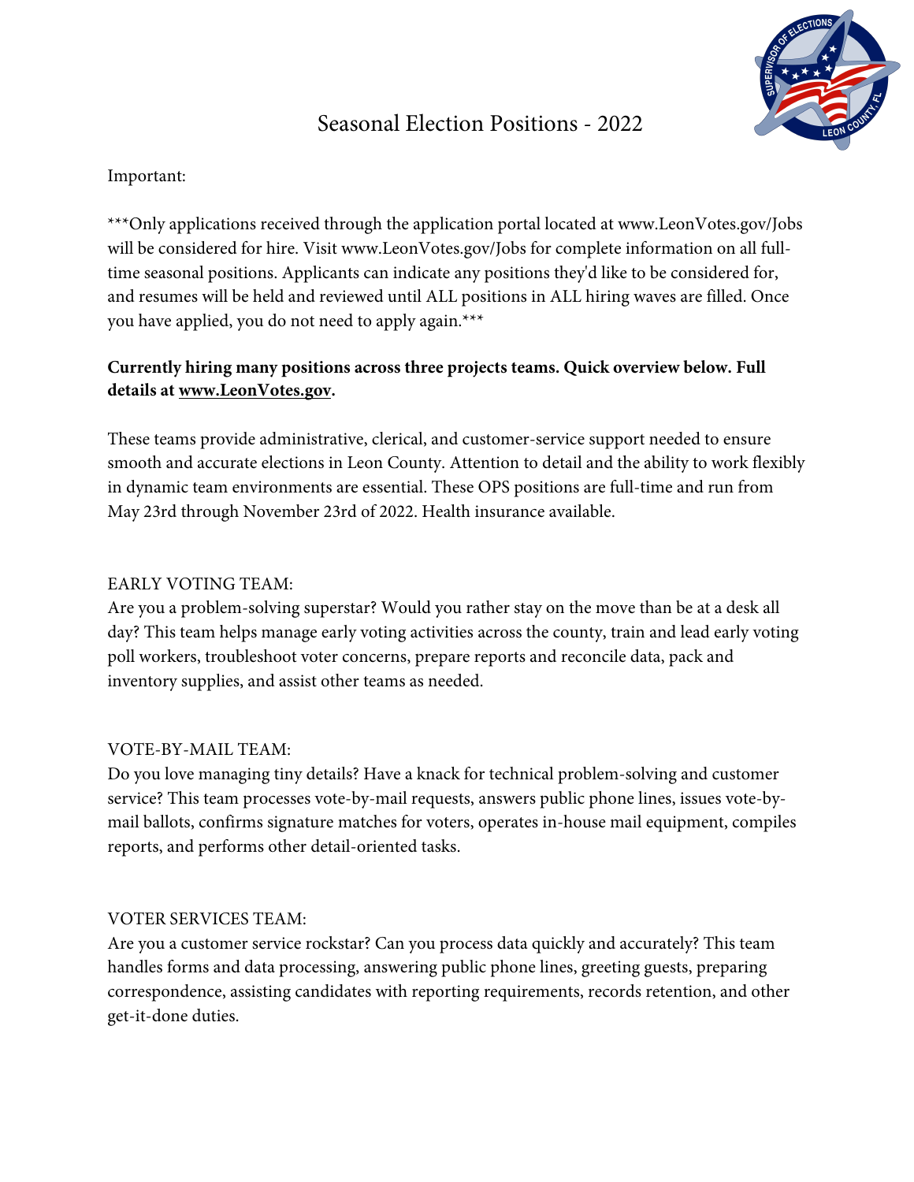# Seasonal Election Positions - 2022

Important:

***Only applications received through the application portal located at www.LeonVotes.gov/Jobs will be considered for hire. Visit www.LeonVotes.gov/Jobs for complete information on all full-time seasonal positions. Applicants can indicate any positions they'd like to be considered for, and resumes will be held and reviewed until ALL positions in ALL hiring waves are filled. Once you have applied, you do not need to apply again.***

**Currently hiring many positions across three projects teams. Quick overview below. Full details at www.LeonVotes.gov.**

These teams provide administrative, clerical, and customer-service support needed to ensure smooth and accurate elections in Leon County. Attention to detail and the ability to work flexibly in dynamic team environments are essential. These OPS positions are full-time and run from May 23rd through November 23rd of 2022. Health insurance available.

EARLY VOTING TEAM:
Are you a problem-solving superstar? Would you rather stay on the move than be at a desk all day? This team helps manage early voting activities across the county, train and lead early voting poll workers, troubleshoot voter concerns, prepare reports and reconcile data, pack and inventory supplies, and assist other teams as needed.

VOTE-BY-MAIL TEAM:
Do you love managing tiny details? Have a knack for technical problem-solving and customer service? This team processes vote-by-mail requests, answers public phone lines, issues vote-by-mail ballots, confirms signature matches for voters, operates in-house mail equipment, compiles reports, and performs other detail-oriented tasks.

VOTER SERVICES TEAM:
Are you a customer service rockstar? Can you process data quickly and accurately? This team handles forms and data processing, answering public phone lines, greeting guests, preparing correspondence, assisting candidates with reporting requirements, records retention, and other get-it-done duties.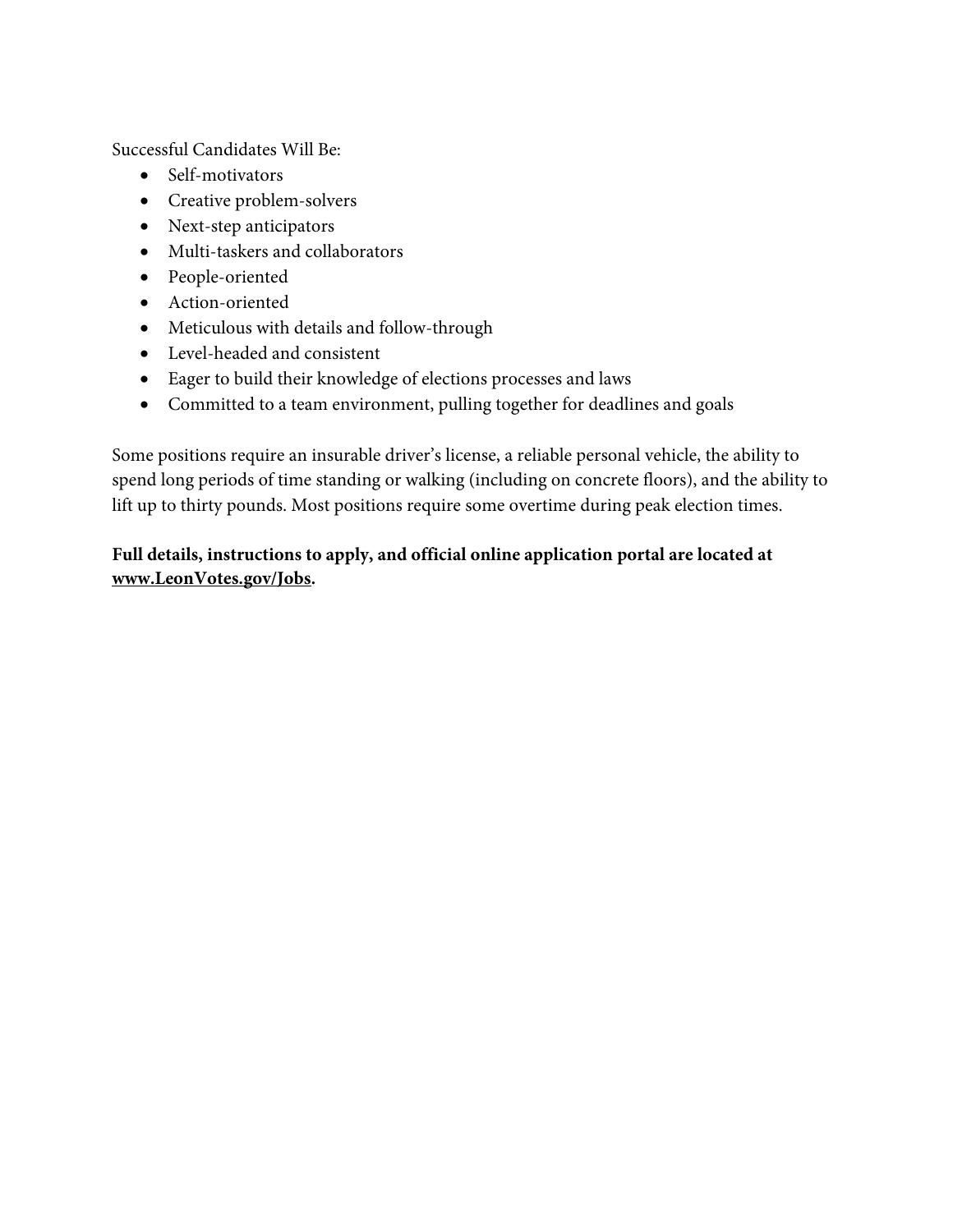Successful Candidates Will Be:

- Self-motivators
- Creative problem-solvers
- Next-step anticipators
- Multi-taskers and collaborators
- People-oriented
- Action-oriented
- Meticulous with details and follow-through
- Level-headed and consistent
- Eager to build their knowledge of elections processes and laws
- Committed to a team environment, pulling together for deadlines and goals

Some positions require an insurable driver's license, a reliable personal vehicle, the ability to spend long periods of time standing or walking (including on concrete floors), and the ability to lift up to thirty pounds. Most positions require some overtime during peak election times.

**Full details, instructions to apply, and official online application portal are located at www.LeonVotes.gov/Jobs.**